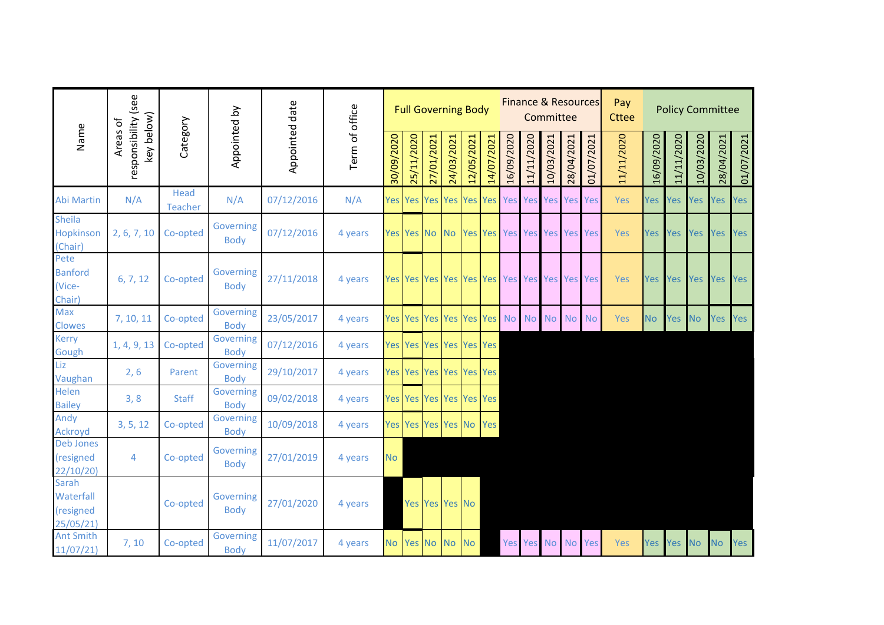| Name | Areas of responsibility (see key below) | Category | Appointed by | Appointed date | Term of office | Full Governing Body | | | | | | Finance & Resources Committee | | | | | Pay Cttee | Policy Committee | | | | |
|---|---|---|---|---|---|---|---|---|---|---|---|---|---|---|---|---|---|---|---|---|---|---|
| | | | | | | 30/09/2020 | 25/11/2020 | 27/01/2021 | 24/03/2021 | 12/05/2021 | 14/07/2021 | 16/09/2020 | 11/11/2020 | 10/03/2021 | 28/04/2021 | 01/07/2021 | 11/11/2020 | 16/09/2020 | 11/11/2020 | 10/03/2020 | 28/04/2021 | 01/07/2021 |
| Abi Martin | N/A | Head Teacher | N/A | 07/12/2016 | N/A | Yes | Yes | Yes | Yes | Yes | Yes | Yes | Yes | Yes | Yes | Yes | Yes | Yes | Yes | Yes | Yes | Yes |
| Sheila Hopkinson (Chair) | 2, 6, 7, 10 | Co-opted | Governing Body | 07/12/2016 | 4 years | Yes | Yes | No | No | Yes | Yes | Yes | Yes | Yes | Yes | Yes | Yes | Yes | Yes | Yes | Yes | Yes |
| Pete Banford (Vice-Chair) | 6, 7, 12 | Co-opted | Governing Body | 27/11/2018 | 4 years | Yes | Yes | Yes | Yes | Yes | Yes | Yes | Yes | Yes | Yes | Yes | Yes | Yes | Yes | Yes | Yes | Yes |
| Max Clowes | 7, 10, 11 | Co-opted | Governing Body | 23/05/2017 | 4 years | Yes | Yes | Yes | Yes | Yes | Yes | No | No | No | No | No | Yes | No | Yes | No | Yes | Yes |
| Kerry Gough | 1, 4, 9, 13 | Co-opted | Governing Body | 07/12/2016 | 4 years | Yes | Yes | Yes | Yes | Yes | Yes | | | | | | | | | | | |
| Liz Vaughan | 2, 6 | Parent | Governing Body | 29/10/2017 | 4 years | Yes | Yes | Yes | Yes | Yes | Yes | | | | | | | | | | | |
| Helen Bailey | 3, 8 | Staff | Governing Body | 09/02/2018 | 4 years | Yes | Yes | Yes | Yes | Yes | Yes | | | | | | | | | | | |
| Andy Ackroyd | 3, 5, 12 | Co-opted | Governing Body | 10/09/2018 | 4 years | Yes | Yes | Yes | Yes | No | Yes | | | | | | | | | | | |
| Deb Jones (resigned 22/10/20) | 4 | Co-opted | Governing Body | 27/01/2019 | 4 years | No | | | | | | | | | | | | | | | | |
| Sarah Waterfall (resigned 25/05/21) | | Co-opted | Governing Body | 27/01/2020 | 4 years | | Yes | Yes | Yes | No | | | | | | | | | | | | |
| Ant Smith 11/07/21) | 7, 10 | Co-opted | Governing Body | 11/07/2017 | 4 years | No | Yes | No | No | No | | Yes | Yes | No | No | Yes | Yes | Yes | Yes | No | No | Yes |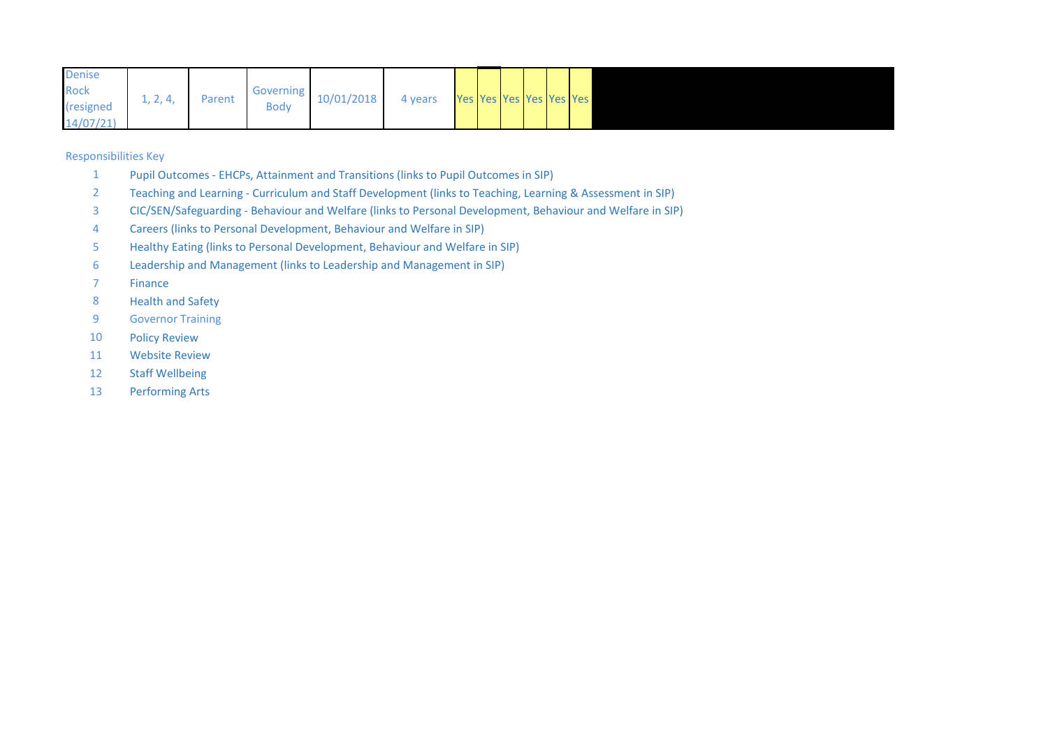| | | | | | | | | | | | | |
|---|---|---|---|---|---|---|---|---|---|---|---|---|
| Denise Rock (resigned 14/07/21) | 1, 2, 4, | Parent | Governing Body | 10/01/2018 | 4 years | Yes | Yes | Yes | Yes | Yes | Yes | |

Responsibilities Key

1 Pupil Outcomes - EHCPs, Attainment and Transitions (links to Pupil Outcomes in SIP)
2 Teaching and Learning - Curriculum and Staff Development (links to Teaching, Learning & Assessment in SIP)
3 CIC/SEN/Safeguarding - Behaviour and Welfare (links to Personal Development, Behaviour and Welfare in SIP)
4 Careers (links to Personal Development, Behaviour and Welfare in SIP)
5 Healthy Eating (links to Personal Development, Behaviour and Welfare in SIP)
6 Leadership and Management (links to Leadership and Management in SIP)
7 Finance
8 Health and Safety
9 Governor Training
10 Policy Review
11 Website Review
12 Staff Wellbeing
13 Performing Arts